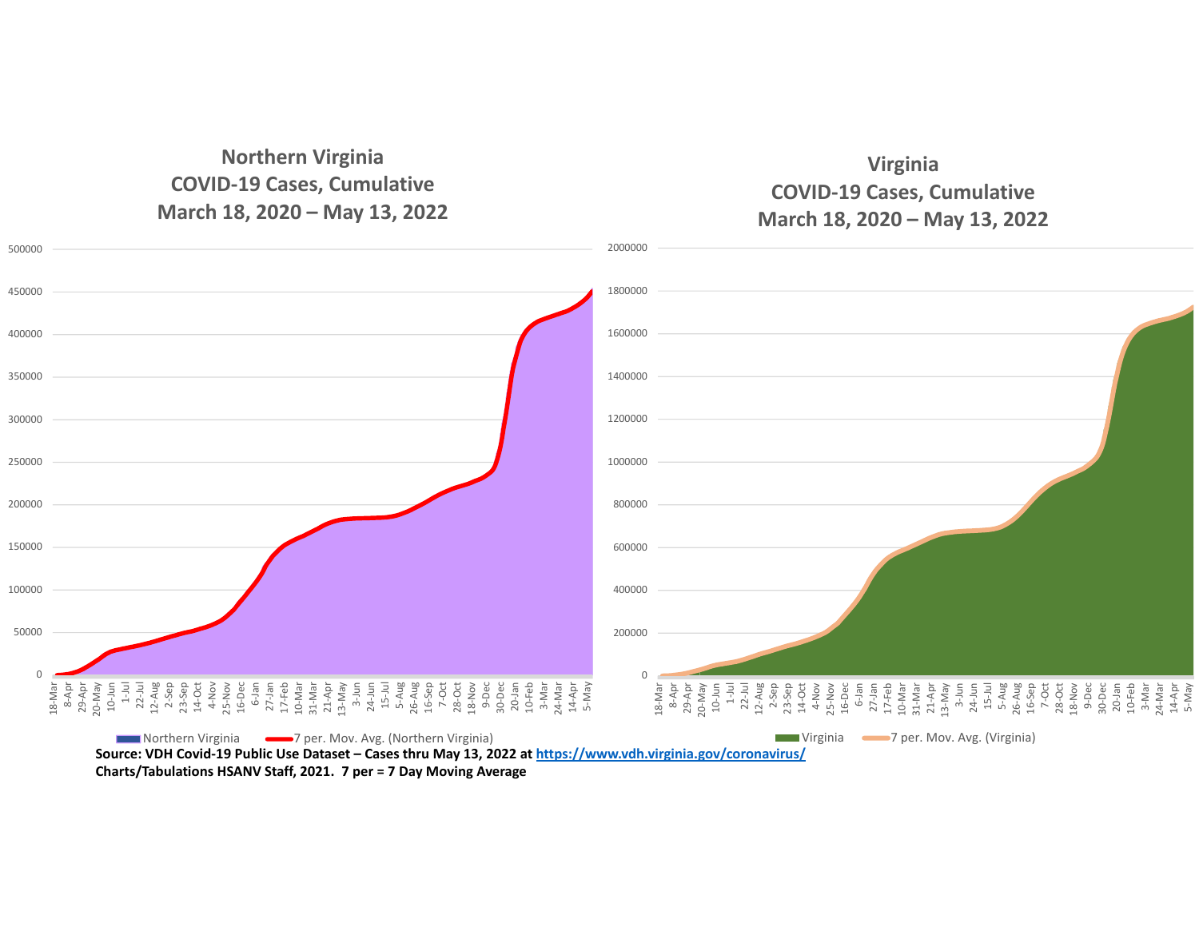## Northern Virginia COVID-19 Cases, Cumulative March 18, 2020 – May 13, 2022

## Virginia COVID-19 Cases, Cumulative March 18, 2020 – May 13, 2022

**Source: VDH Covid-19 Public Use Dataset – Cases thru May 13, 2022 at [https://www.vdh.virginia.gov/coronavirus/](https://www.vdh.virginia.gov/coronavirus/)**

**Charts/Tabulations HSANV Staff, 2021. 7 per = 7 Day Moving Average**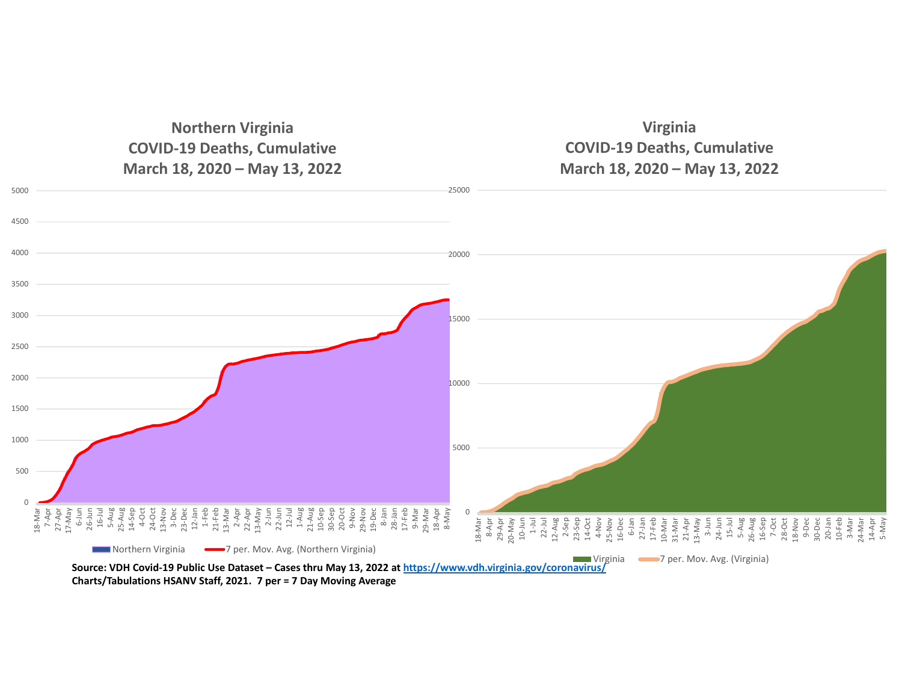## Northern Virginia
## COVID-19 Deaths, Cumulative
## March 18, 2020 – May 13, 2022

Northern Virginia | 7 per. Mov. Avg. (Northern Virginia)

## Virginia
## COVID-19 Deaths, Cumulative
## March 18, 2020 – May 13, 2022

Virginia | 7 per. Mov. Avg. (Virginia)

**Source: VDH Covid-19 Public Use Dataset – Cases thru May 13, 2022 at https://www.vdh.virginia.gov/coronavirus/**
**Charts/Tabulations HSANV Staff, 2021. 7 per = 7 Day Moving Average**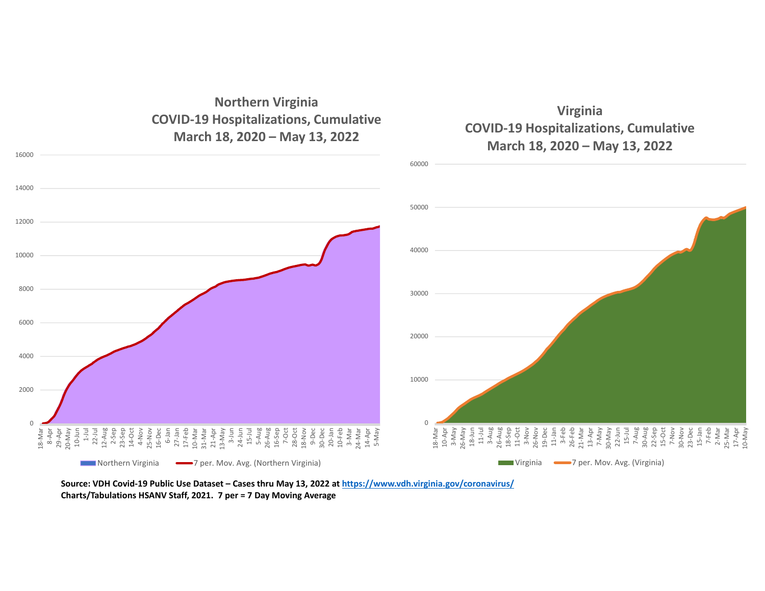**Northern Virginia**
**COVID-19 Hospitalizations, Cumulative**
**March 18, 2020 – May 13, 2022**

16000
14000
12000
10000
8000
6000
4000
2000
0

18-Mar, 8-Apr, 29-Apr, 20-May, 10-Jun, 1-Jul, 22-Jul, 12-Aug, 2-Sep, 23-Sep, 14-Oct, 4-Nov, 25-Nov, 16-Dec, 6-Jan, 27-Jan, 17-Feb, 10-Mar, 31-Mar, 21-Apr, 13-May, 3-Jun, 24-Jun, 15-Jul, 5-Aug, 26-Aug, 16-Sep, 7-Oct, 28-Oct, 18-Nov, 9-Dec, 30-Dec, 20-Jan, 10-Feb, 3-Mar, 24-Mar, 14-Apr, 5-May

Northern Virginia — 7 per. Mov. Avg. (Northern Virginia)

**Virginia**
**COVID-19 Hospitalizations, Cumulative**
**March 18, 2020 – May 13, 2022**

60000
50000
40000
30000
20000
10000
0

18-Mar, 10-Apr, 3-May, 26-May, 18-Jun, 11-Jul, 3-Aug, 26-Aug, 18-Sep, 11-Oct, 3-Nov, 26-Nov, 19-Dec, 11-Jan, 3-Feb, 26-Feb, 21-Mar, 13-Apr, 7-May, 30-May, 22-Jun, 15-Jul, 7-Aug, 30-Aug, 22-Sep, 15-Oct, 7-Nov, 30-Nov, 23-Dec, 15-Jan, 7-Feb, 2-Mar, 25-Mar, 17-Apr, 10-May

Virginia — 7 per. Mov. Avg. (Virginia)

**Source: VDH Covid-19 Public Use Dataset – Cases thru May 13, 2022 at https://www.vdh.virginia.gov/coronavirus/**
**Charts/Tabulations HSANV Staff, 2021. 7 per = 7 Day Moving Average**